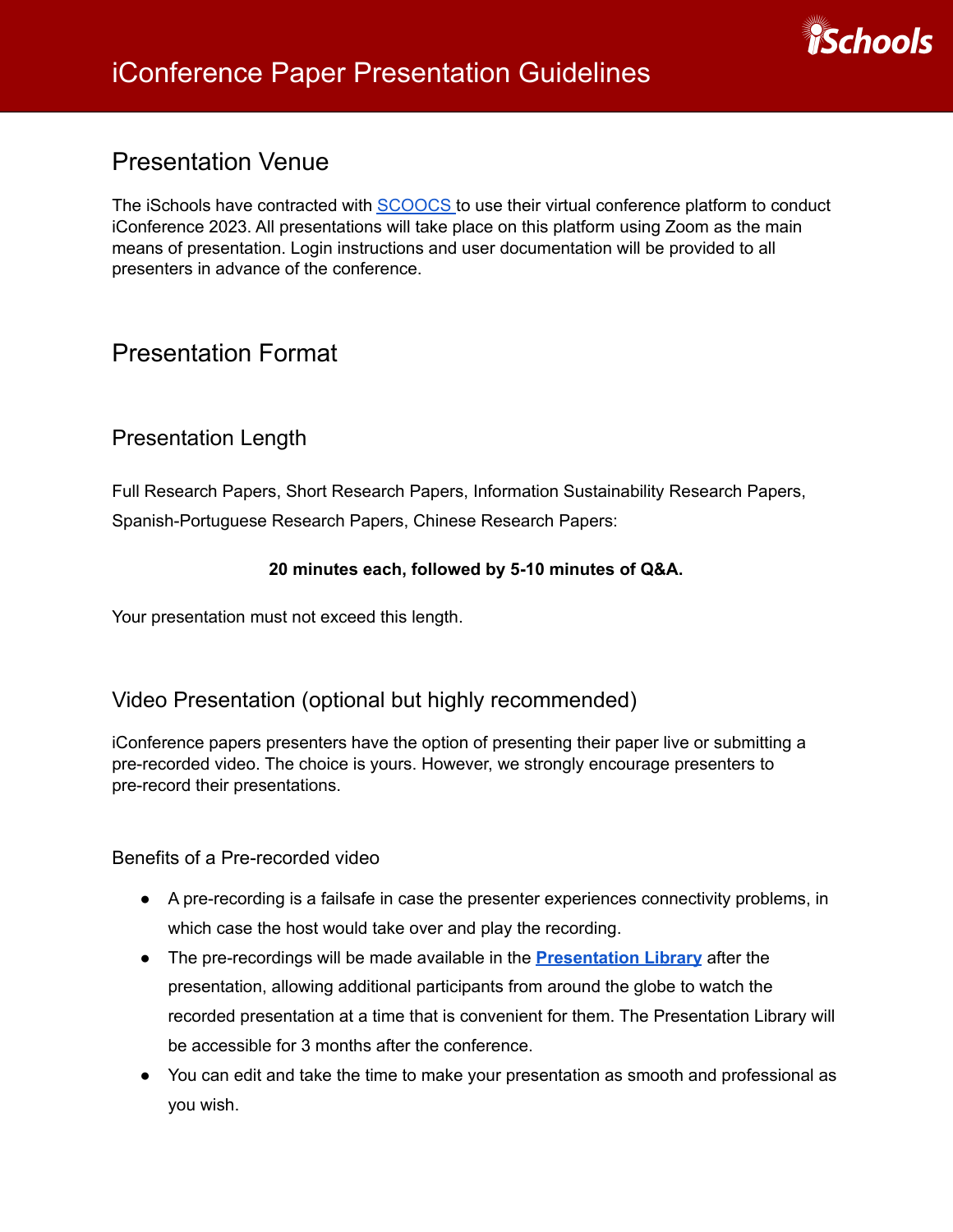# iConference Paper Presentation Guidelines

## Presentation Venue

The iSchools have contracted with [SCOOCS](SCOOCS) to use their virtual conference platform to conduct iConference 2023. All presentations will take place on this platform using Zoom as the main means of presentation. Login instructions and user documentation will be provided to all presenters in advance of the conference.

## Presentation Format

### Presentation Length

Full Research Papers, Short Research Papers, Information Sustainability Research Papers, Spanish-Portuguese Research Papers, Chinese Research Papers:

**20 minutes each, followed by 5-10 minutes of Q&A.**

Your presentation must not exceed this length.

### Video Presentation (optional but highly recommended)

iConference papers presenters have the option of presenting their paper live or submitting a pre-recorded video. The choice is yours. However, we strongly encourage presenters to pre-record their presentations.

#### Benefits of a Pre-recorded video

- A pre-recording is a failsafe in case the presenter experiences connectivity problems, in which case the host would take over and play the recording.
- The pre-recordings will be made available in the **Presentation Library** after the presentation, allowing additional participants from around the globe to watch the recorded presentation at a time that is convenient for them. The Presentation Library will be accessible for 3 months after the conference.
- You can edit and take the time to make your presentation as smooth and professional as you wish.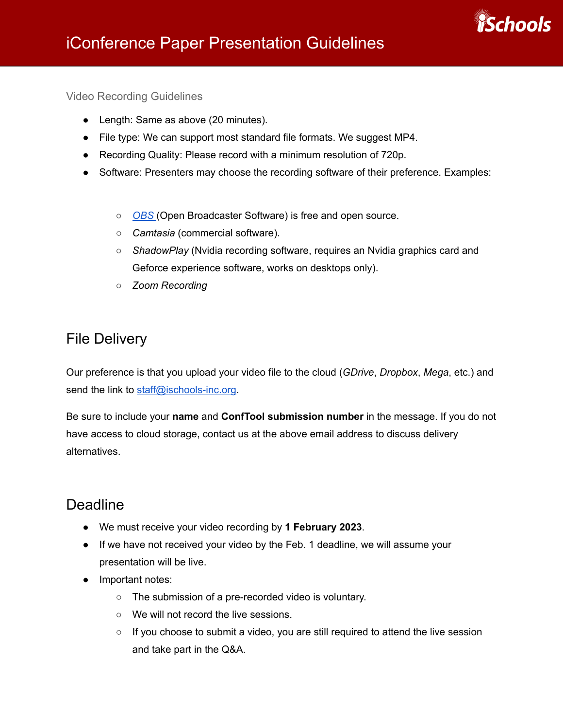### Video Recording Guidelines

- Length: Same as above (20 minutes).
- File type: We can support most standard file formats. We suggest MP4.
- Recording Quality: Please record with a minimum resolution of 720p.
- Software: Presenters may choose the recording software of their preference. Examples:
  - *OBS* (Open Broadcaster Software) is free and open source.
  - *Camtasia* (commercial software).
  - *ShadowPlay* (Nvidia recording software, requires an Nvidia graphics card and Geforce experience software, works on desktops only).
  - *Zoom Recording*

## File Delivery

Our preference is that you upload your video file to the cloud (*GDrive*, *Dropbox*, *Mega*, etc.) and send the link to staff@ischools-inc.org.

Be sure to include your **name** and **ConfTool submission number** in the message. If you do not have access to cloud storage, contact us at the above email address to discuss delivery alternatives.

## Deadline

- We must receive your video recording by **1 February 2023**.
- If we have not received your video by the Feb. 1 deadline, we will assume your presentation will be live.
- Important notes:
  - The submission of a pre-recorded video is voluntary.
  - We will not record the live sessions.
  - If you choose to submit a video, you are still required to attend the live session and take part in the Q&A.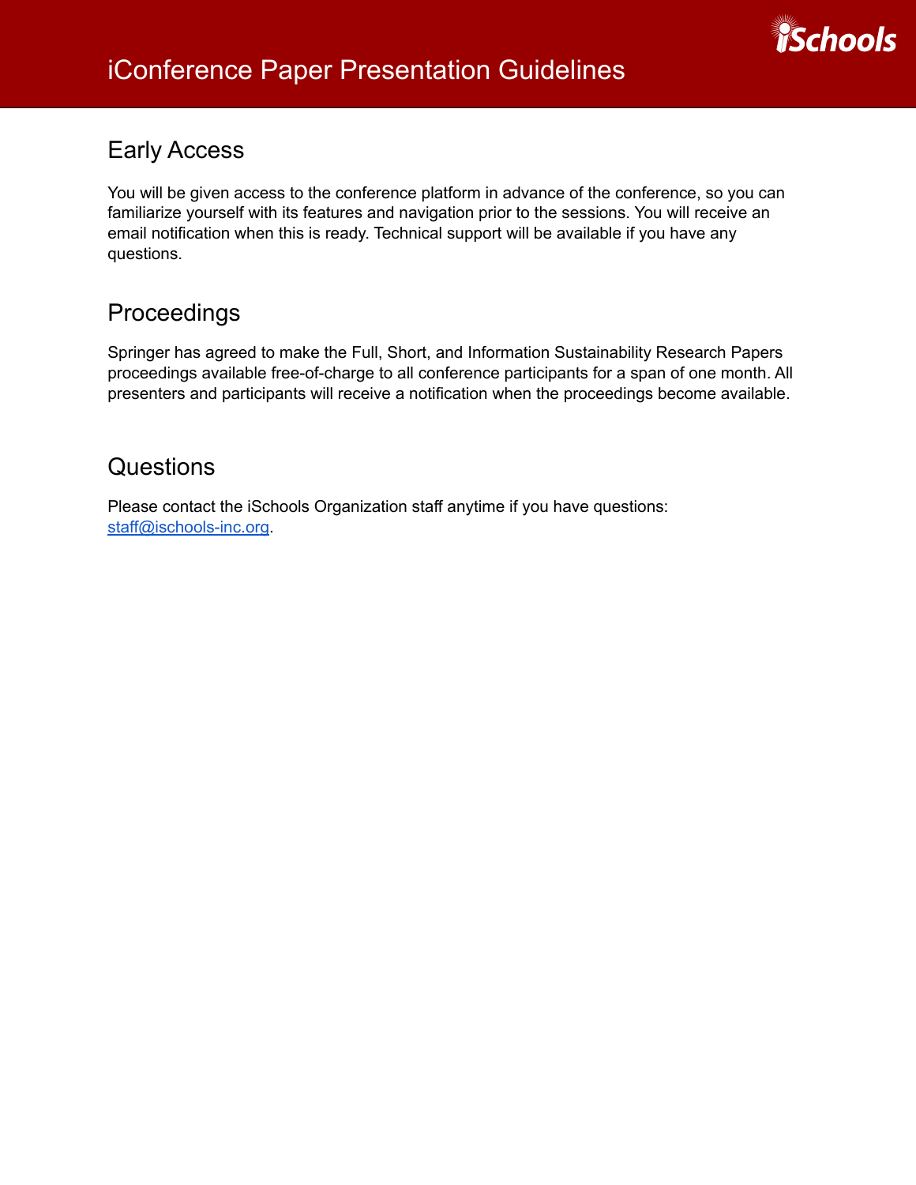## Early Access

You will be given access to the conference platform in advance of the conference, so you can familiarize yourself with its features and navigation prior to the sessions. You will receive an email notification when this is ready. Technical support will be available if you have any questions.

## Proceedings

Springer has agreed to make the Full, Short, and Information Sustainability Research Papers proceedings available free-of-charge to all conference participants for a span of one month. All presenters and participants will receive a notification when the proceedings become available.

## Questions

Please contact the iSchools Organization staff anytime if you have questions: [staff@ischools-inc.org](mailto:staff@ischools-inc.org).